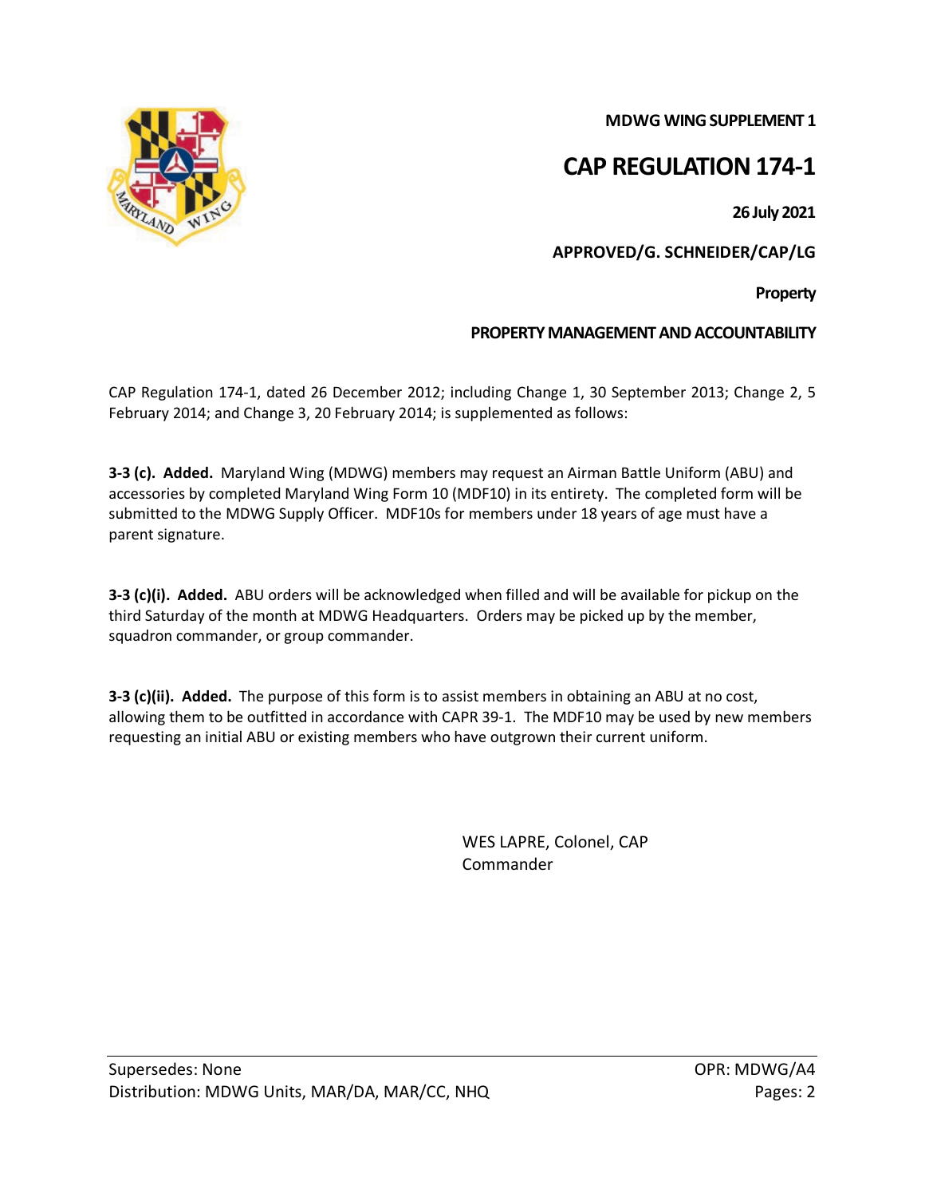**MDWG WING SUPPLEMENT 1**

# CAP REGULATION 174-1

**26 July 2021**

**APPROVED/G. SCHNEIDER/CAP/LG**

**Property**

**PROPERTY MANAGEMENT AND ACCOUNTABILITY**

CAP Regulation 174-1, dated 26 December 2012; including Change 1, 30 September 2013; Change 2, 5 February 2014; and Change 3, 20 February 2014; is supplemented as follows:

**3-3 (c). Added.** Maryland Wing (MDWG) members may request an Airman Battle Uniform (ABU) and accessories by completed Maryland Wing Form 10 (MDF10) in its entirety. The completed form will be submitted to the MDWG Supply Officer. MDF10s for members under 18 years of age must have a parent signature.

**3-3 (c)(i). Added.** ABU orders will be acknowledged when filled and will be available for pickup on the third Saturday of the month at MDWG Headquarters. Orders may be picked up by the member, squadron commander, or group commander.

**3-3 (c)(ii). Added.** The purpose of this form is to assist members in obtaining an ABU at no cost, allowing them to be outfitted in accordance with CAPR 39-1. The MDF10 may be used by new members requesting an initial ABU or existing members who have outgrown their current uniform.

WES LAPRE, Colonel, CAP
Commander

Supersedes: None
Distribution: MDWG Units, MAR/DA, MAR/CC, NHQ

OPR: MDWG/A4
Pages: 2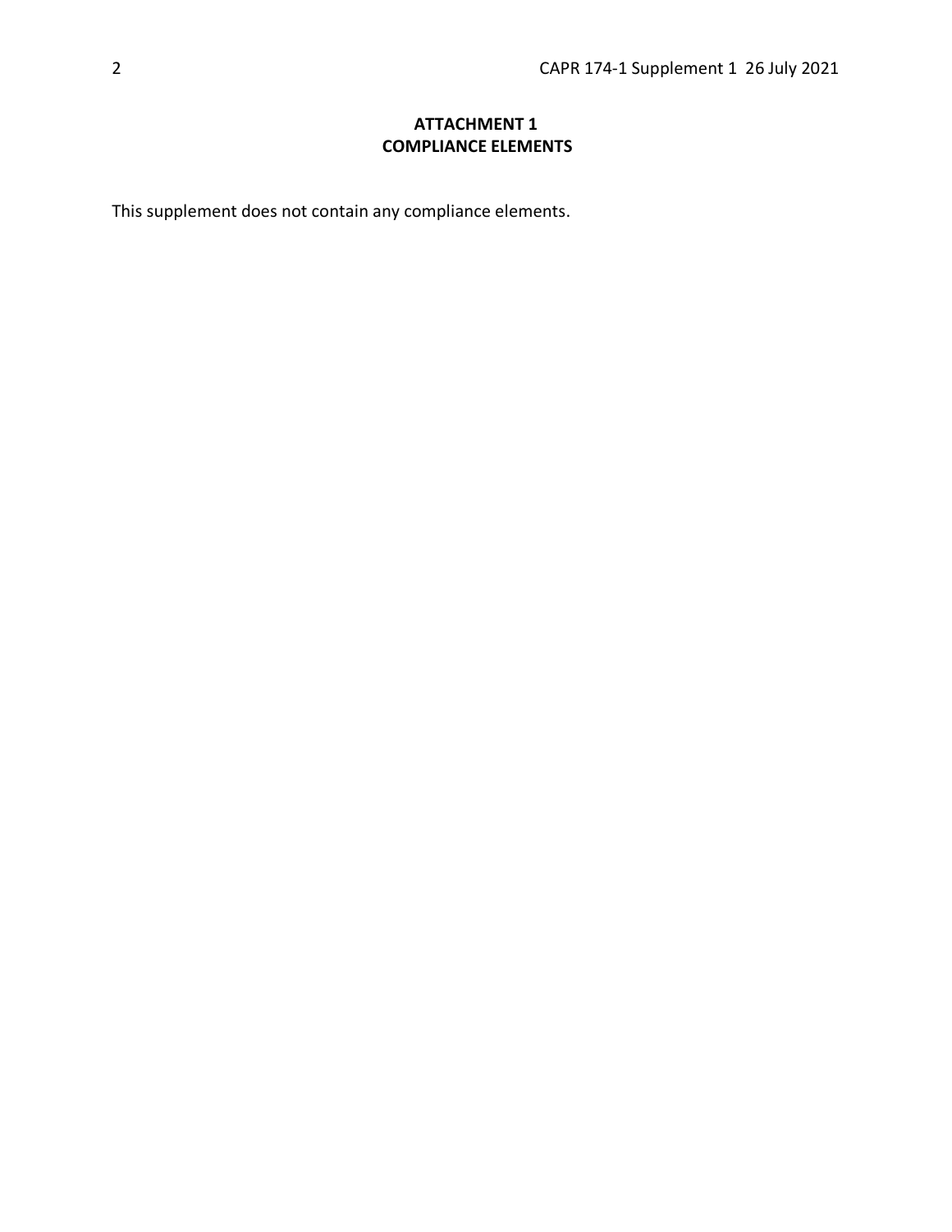# ATTACHMENT 1
# COMPLIANCE ELEMENTS

This supplement does not contain any compliance elements.